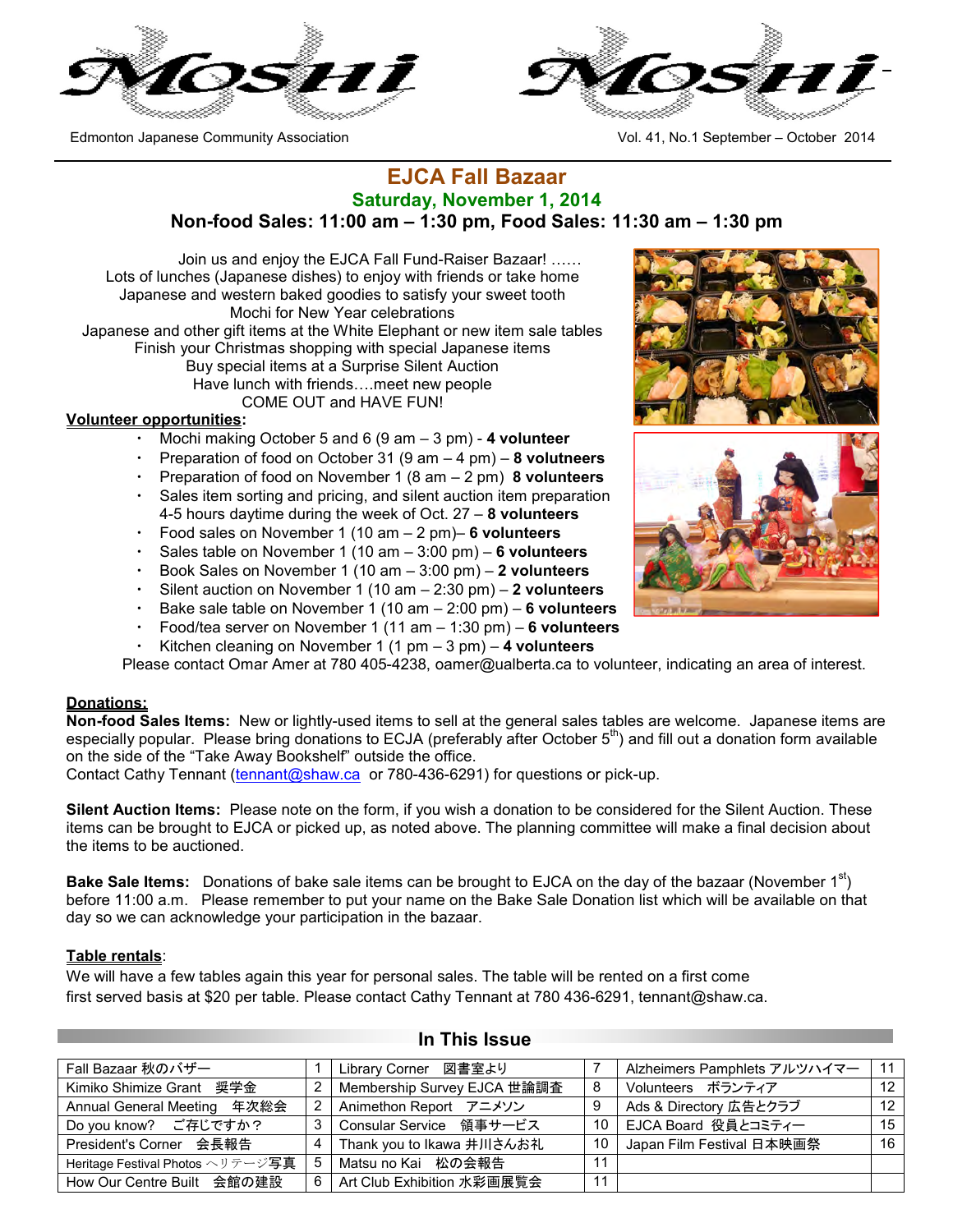Moshi

Edmonton Japanese Community Association

Vol. 41, No.1 September – October 2014

# EJCA Fall Bazaar

## Saturday, November 1, 2014

### Non-food Sales: 11:00 am – 1:30 pm, Food Sales: 11:30 am – 1:30 pm

Join us and enjoy the EJCA Fall Fund-Raiser Bazaar! ……
Lots of lunches (Japanese dishes) to enjoy with friends or take home
Japanese and western baked goodies to satisfy your sweet tooth
Mochi for New Year celebrations
Japanese and other gift items at the White Elephant or new item sale tables
Finish your Christmas shopping with special Japanese items
Buy special items at a Surprise Silent Auction
Have lunch with friends….meet new people
COME OUT and HAVE FUN!

**Volunteer opportunities:**

- Mochi making October 5 and 6 (9 am – 3 pm) - **4 volunteer**
- Preparation of food on October 31 (9 am – 4 pm) – **8 volutneers**
- Preparation of food on November 1 (8 am – 2 pm) **8 volunteers**
- Sales item sorting and pricing, and silent auction item preparation 4-5 hours daytime during the week of Oct. 27 – **8 volunteers**
- Food sales on November 1 (10 am – 2 pm)– **6 volunteers**
- Sales table on November 1 (10 am – 3:00 pm) – **6 volunteers**
- Book Sales on November 1 (10 am – 3:00 pm) – **2 volunteers**
- Silent auction on November 1 (10 am – 2:30 pm) – **2 volunteers**
- Bake sale table on November 1 (10 am – 2:00 pm) – **6 volunteers**
- Food/tea server on November 1 (11 am – 1:30 pm) – **6 volunteers**
- Kitchen cleaning on November 1 (1 pm – 3 pm) – **4 volunteers**

Please contact Omar Amer at 780 405-4238, oamer@ualberta.ca to volunteer, indicating an area of interest.

**Donations:**

**Non-food Sales Items:** New or lightly-used items to sell at the general sales tables are welcome. Japanese items are especially popular. Please bring donations to ECJA (preferably after October 5th) and fill out a donation form available on the side of the "Take Away Bookshelf" outside the office.
Contact Cathy Tennant (tennant@shaw.ca or 780-436-6291) for questions or pick-up.

**Silent Auction Items:** Please note on the form, if you wish a donation to be considered for the Silent Auction. These items can be brought to EJCA or picked up, as noted above. The planning committee will make a final decision about the items to be auctioned.

**Bake Sale Items:** Donations of bake sale items can be brought to EJCA on the day of the bazaar (November 1st) before 11:00 a.m. Please remember to put your name on the Bake Sale Donation list which will be available on that day so we can acknowledge your participation in the bazaar.

**Table rentals**:
We will have a few tables again this year for personal sales. The table will be rented on a first come first served basis at $20 per table. Please contact Cathy Tennant at 780 436-6291, tennant@shaw.ca.

## In This Issue

| | | | | | |
|---|---|---|---|---|---|
| Fall Bazaar 秋のバザー | 1 | Library Corner 図書室より | 7 | Alzheimers Pamphlets アルツハイマー | 11 |
| Kimiko Shimize Grant 奨学金 | 2 | Membership Survey EJCA 世論調査 | 8 | Volunteers ボランティア | 12 |
| Annual General Meeting 年次総会 | 2 | Animethon Report アニメソン | 9 | Ads & Directory 広告とクラブ | 12 |
| Do you know? ご存じですか？ | 3 | Consular Service 領事サービス | 10 | EJCA Board 役員とコミティー | 15 |
| President's Corner 会長報告 | 4 | Thank you to Ikawa 井川さんお礼 | 10 | Japan Film Festival 日本映画祭 | 16 |
| Heritage Festival Photos ヘリテージ写真 | 5 | Matsu no Kai 松の会報告 | 11 | | |
| How Our Centre Built 会館の建設 | 6 | Art Club Exhibition 水彩画展覧会 | 11 | | |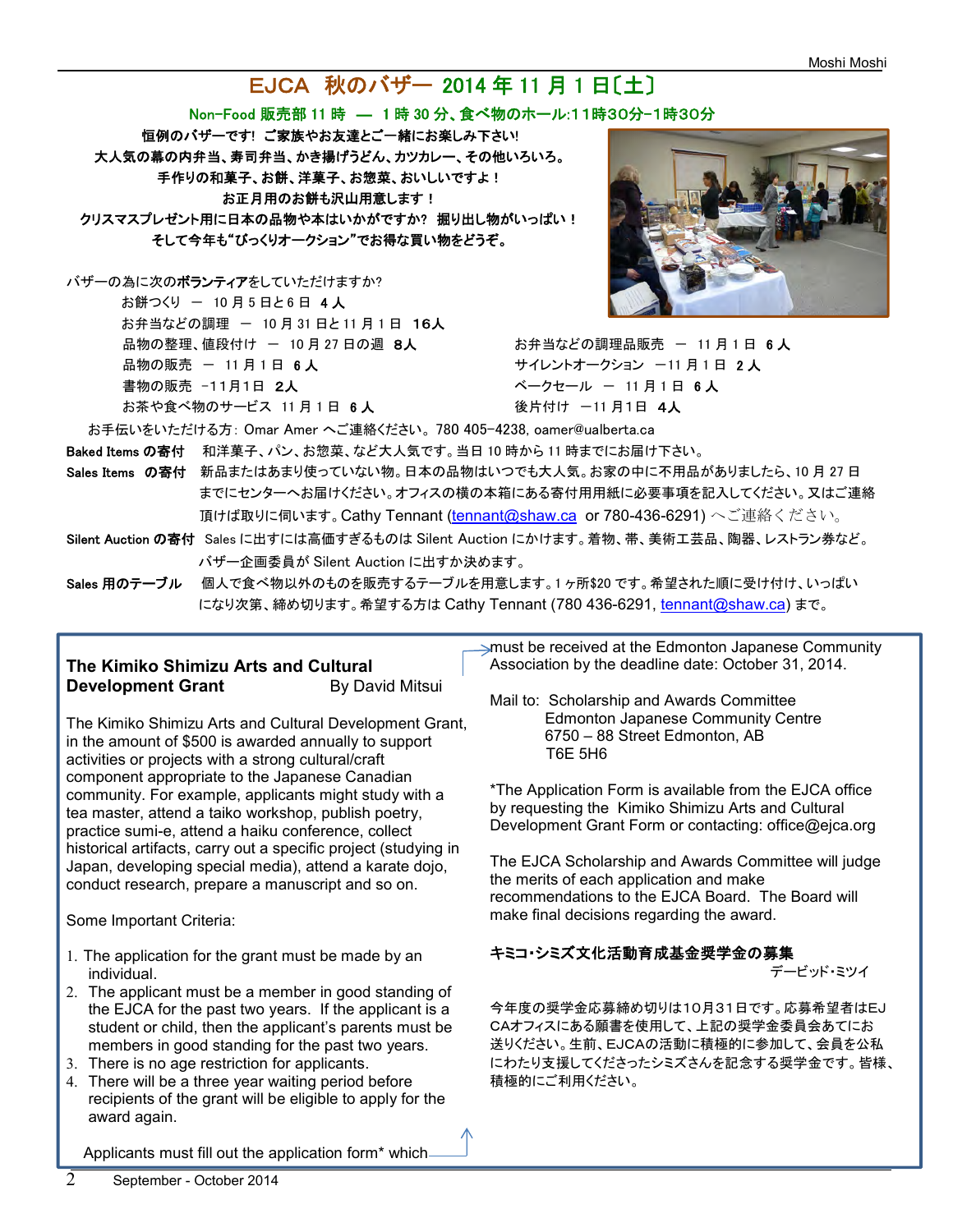# EJCA 秋のバザー 2014 年 11 月 1 日〔土〕

**Non-Food 販売部 11 時 — 1 時 30 分、食べ物のホール:11時30分-1時30分**

**恒例のバザーです! ご家族やお友達とご一緒にお楽しみ下さい!**
**大人気の幕の内弁当、寿司弁当、かき揚げうどん、カツカレー、その他いろいろ。**
**手作りの和菓子、お餅、洋菓子、お惣菜、おいしいですよ!**
**お正月用のお餅も沢山用意します!**
**クリスマスプレゼント用に日本の品物や本はいかがですか? 掘り出し物がいっぱい!**
**そして今年も"びっくりオークション"でお得な買い物をどうぞ。**

バザーの為に次の**ボランティア**をしていただけますか?

- お餅つくり — 10 月 5 日と6 日 **4 人**
- お弁当などの調理 — 10 月 31 日と11 月 1 日 **16人**
- 品物の整理、値段付け — 10 月 27 日の週 **8人**
- 品物の販売 — 11 月 1 日 **6 人**
- 書物の販売 -11月1日 **2人**
- お茶や食べ物のサービス 11 月 1 日 **6 人**
- お弁当などの調理品販売 — 11 月 1 日 **6 人**
- サイレントオークション —11 月 1 日 **2 人**
- ベークセール — 11 月 1 日 **6 人**
- 後片付け —11 月1日 **4人**

お手伝いをいただける方: Omar Amer へご連絡ください。780 405-4238, oamer@ualberta.ca

**Baked Items の寄付** 和洋菓子、パン、お惣菜、など大人気です。当日 10 時から 11 時までにお届け下さい。

**Sales Items の寄付** 新品またはあまり使っていない物。日本の品物はいつでも大人気。お家の中に不用品がありましたら、10 月 27 日までにセンターへお届けください。オフィスの横の本箱にある寄付用用紙に必要事項を記入してください。又はご連絡頂ければ取りに伺います。Cathy Tennant (tennant@shaw.ca or 780-436-6291) へご連絡ください。

**Silent Auction の寄付** Sales に出すには高価すぎるものは Silent Auction にかけます。着物、帯、美術工芸品、陶器、レストラン券など。バザー企画委員が Silent Auction に出すか決めます。

**Sales 用のテーブル** 個人で食べ物以外のものを販売するテーブルを用意します。1 ヶ所$20 です。希望された順に受け付け、いっぱいになり次第、締め切ります。希望する方は Cathy Tennant (780 436-6291, tennant@shaw.ca) まで。

## The Kimiko Shimizu Arts and Cultural Development Grant

By David Mitsui

The Kimiko Shimizu Arts and Cultural Development Grant, in the amount of $500 is awarded annually to support activities or projects with a strong cultural/craft component appropriate to the Japanese Canadian community. For example, applicants might study with a tea master, attend a taiko workshop, publish poetry, practice sumi-e, attend a haiku conference, collect historical artifacts, carry out a specific project (studying in Japan, developing special media), attend a karate dojo, conduct research, prepare a manuscript and so on.

Some Important Criteria:

1. The application for the grant must be made by an individual.
2. The applicant must be a member in good standing of the EJCA for the past two years. If the applicant is a student or child, then the applicant's parents must be members in good standing for the past two years.
3. There is no age restriction for applicants.
4. There will be a three year waiting period before recipients of the grant will be eligible to apply for the award again.

Applicants must fill out the application form* which must be received at the Edmonton Japanese Community Association by the deadline date: October 31, 2014.

Mail to: Scholarship and Awards Committee
Edmonton Japanese Community Centre
6750 – 88 Street Edmonton, AB
T6E 5H6

*The Application Form is available from the EJCA office by requesting the Kimiko Shimizu Arts and Cultural Development Grant Form or contacting: office@ejca.org

The EJCA Scholarship and Awards Committee will judge the merits of each application and make recommendations to the EJCA Board. The Board will make final decisions regarding the award.

## キミコ・シミズ文化活動育成基金奨学金の募集

デービッド・ミツイ

今年度の奨学金応募締め切りは10月31日です。応募希望者はEJCAオフィスにある願書を使用して、上記の奨学金委員会あてにお送りください。生前、EJCAの活動に積極的に参加して、会員を公私にわたり支援してくださったシミズさんを記念する奨学金です。皆様、積極的にご利用ください。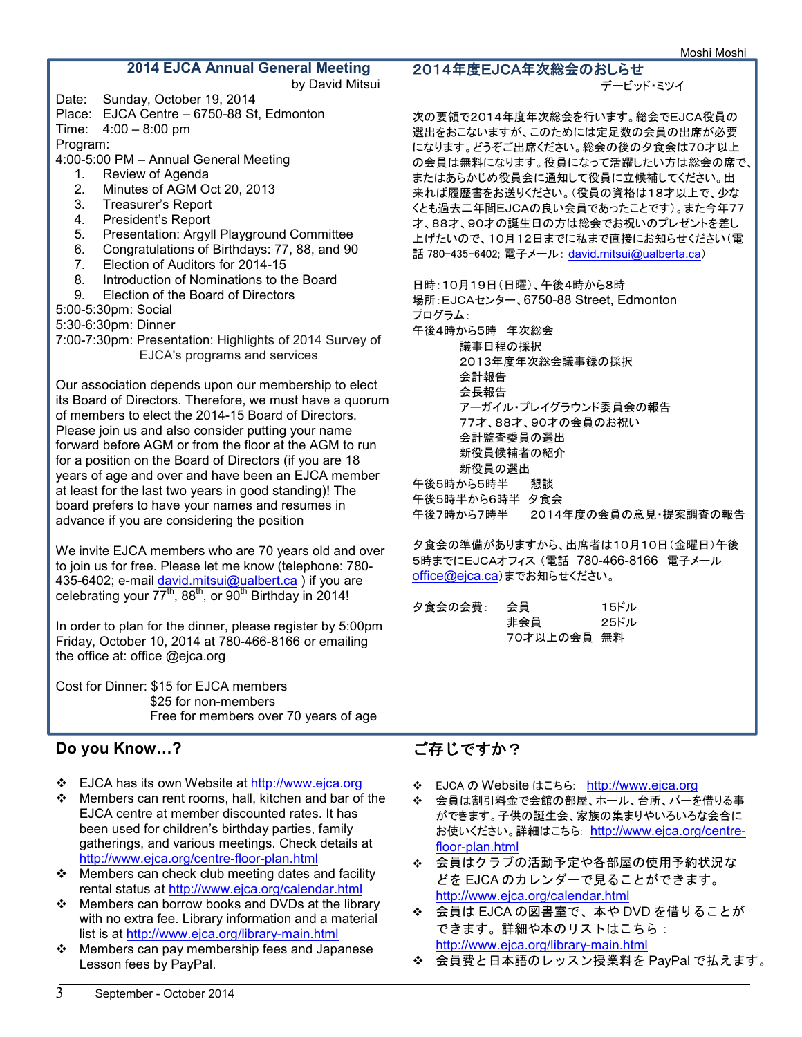## 2014 EJCA Annual General Meeting

by David Mitsui

Date: Sunday, October 19, 2014
Place: EJCA Centre – 6750-88 St, Edmonton
Time: 4:00 – 8:00 pm
Program:
4:00-5:00 PM – Annual General Meeting

1. Review of Agenda
2. Minutes of AGM Oct 20, 2013
3. Treasurer's Report
4. President's Report
5. Presentation: Argyll Playground Committee
6. Congratulations of Birthdays: 77, 88, and 90
7. Election of Auditors for 2014-15
8. Introduction of Nominations to the Board
9. Election of the Board of Directors

5:00-5:30pm: Social
5:30-6:30pm: Dinner
7:00-7:30pm: Presentation: Highlights of 2014 Survey of EJCA's programs and services

Our association depends upon our membership to elect its Board of Directors. Therefore, we must have a quorum of members to elect the 2014-15 Board of Directors. Please join us and also consider putting your name forward before AGM or from the floor at the AGM to run for a position on the Board of Directors (if you are 18 years of age and over and have been an EJCA member at least for the last two years in good standing)! The board prefers to have your names and resumes in advance if you are considering the position

We invite EJCA members who are 70 years old and over to join us for free. Please let me know (telephone: 780-435-6402; e-mail david.mitsui@ualbert.ca ) if you are celebrating your 77th, 88th, or 90th Birthday in 2014!

In order to plan for the dinner, please register by 5:00pm Friday, October 10, 2014 at 780-466-8166 or emailing the office at: office @ejca.org

Cost for Dinner: $15 for EJCA members
$25 for non-members
Free for members over 70 years of age

## 2014年度EJCA年次総会のおしらせ

デービッド・ミツイ

次の要領で2014年度年次総会を行います。総会でEJCA役員の選出をおこないますが、このためには定足数の会員の出席が必要になります。どうぞご出席ください。総会の後の夕食会は70才以上の会員は無料になります。役員になって活躍したい方は総会の席で、またはあらかじめ役員会に通知して役員に立候補してください。出来れば履歴書をお送りください。（役員の資格は18才以上で、少なくとも過去二年間EJCAの良い会員であったことです）。また今年77才、88才、90才の誕生日の方は総会でお祝いのプレゼントを差し上げたいので、10月12日までに私まで直接にお知らせください（電話 780-435-6402; 電子メール: david.mitsui@ualberta.ca）

日時：10月19日（日曜）、午後4時から8時
場所：EJCAセンター、6750-88 Street, Edmonton
プログラム：
午後4時から5時　年次総会

- 議事日程の採択
- 2013年度年次総会議事録の採択
- 会計報告
- 会長報告
- アーガイル・プレイグラウンド委員会の報告
- 77才、88才、90才の会員のお祝い
- 会計監査委員の選出
- 新役員候補者の紹介
- 新役員の選出

午後5時から5時半　懇談
午後5時半から6時半　夕食会
午後7時から7時半　2014年度の会員の意見・提案調査の報告

夕食会の準備がありますから、出席者は10月10日（金曜日）午後5時までにEJCAオフィス（電話　780-466-8166　電子メール office@ejca.ca)までお知らせください。

夕食会の会費：　会員　15ドル
非会員　25ドル
70才以上の会員　無料

## Do you Know…?

- EJCA has its own Website at http://www.ejca.org
- Members can rent rooms, hall, kitchen and bar of the EJCA centre at member discounted rates. It has been used for children's birthday parties, family gatherings, and various meetings. Check details at http://www.ejca.org/centre-floor-plan.html
- Members can check club meeting dates and facility rental status at http://www.ejca.org/calendar.html
- Members can borrow books and DVDs at the library with no extra fee. Library information and a material list is at http://www.ejca.org/library-main.html
- Members can pay membership fees and Japanese Lesson fees by PayPal.

## ご存じですか？

- EJCA の Website はこちら: http://www.ejca.org
- 会員は割引料金で会館の部屋、ホール、台所、バーを借りる事ができます。子供の誕生会、家族の集まりやいろいろな会合にお使いください。詳細はこちら: http://www.ejca.org/centre-floor-plan.html
- 会員はクラブの活動予定や各部屋の使用予約状況などを EJCA のカレンダーで見ることができます。http://www.ejca.org/calendar.html
- 会員は EJCA の図書室で、本や DVD を借りることができます。詳細や本のリストはこちら：http://www.ejca.org/library-main.html
- 会員費と日本語のレッスン授業料を PayPal で払えます。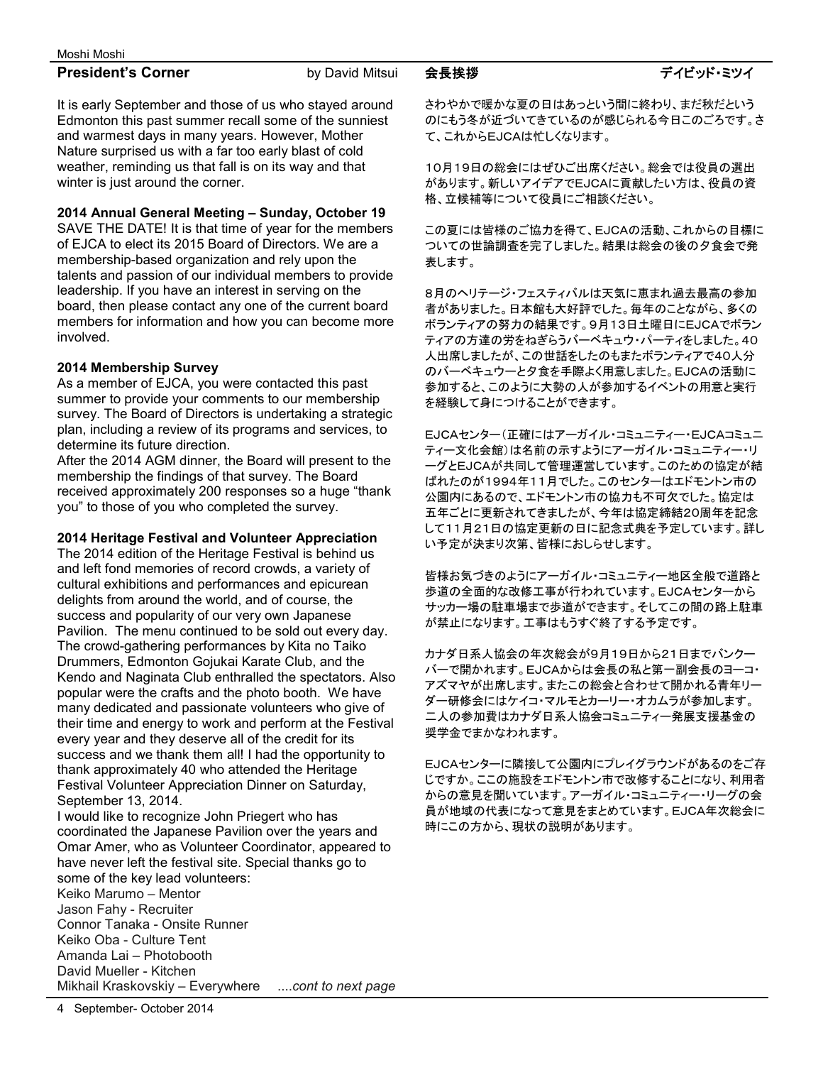## President's Corner

by David Mitsui

It is early September and those of us who stayed around Edmonton this past summer recall some of the sunniest and warmest days in many years. However, Mother Nature surprised us with a far too early blast of cold weather, reminding us that fall is on its way and that winter is just around the corner.

**2014 Annual General Meeting – Sunday, October 19**

SAVE THE DATE! It is that time of year for the members of EJCA to elect its 2015 Board of Directors. We are a membership-based organization and rely upon the talents and passion of our individual members to provide leadership. If you have an interest in serving on the board, then please contact any one of the current board members for information and how you can become more involved.

**2014 Membership Survey**

As a member of EJCA, you were contacted this past summer to provide your comments to our membership survey. The Board of Directors is undertaking a strategic plan, including a review of its programs and services, to determine its future direction.

After the 2014 AGM dinner, the Board will present to the membership the findings of that survey. The Board received approximately 200 responses so a huge "thank you" to those of you who completed the survey.

**2014 Heritage Festival and Volunteer Appreciation**

The 2014 edition of the Heritage Festival is behind us and left fond memories of record crowds, a variety of cultural exhibitions and performances and epicurean delights from around the world, and of course, the success and popularity of our very own Japanese Pavilion. The menu continued to be sold out every day. The crowd-gathering performances by Kita no Taiko Drummers, Edmonton Gojukai Karate Club, and the Kendo and Naginata Club enthralled the spectators. Also popular were the crafts and the photo booth. We have many dedicated and passionate volunteers who give of their time and energy to work and perform at the Festival every year and they deserve all of the credit for its success and we thank them all! I had the opportunity to thank approximately 40 who attended the Heritage Festival Volunteer Appreciation Dinner on Saturday, September 13, 2014.

I would like to recognize John Priegert who has coordinated the Japanese Pavilion over the years and Omar Amer, who as Volunteer Coordinator, appeared to have never left the festival site. Special thanks go to some of the key lead volunteers:

Keiko Marumo – Mentor
Jason Fahy - Recruiter
Connor Tanaka - Onsite Runner
Keiko Oba - Culture Tent
Amanda Lai – Photobooth
David Mueller - Kitchen
Mikhail Kraskovskiy – Everywhere

*....cont to next page*

## 会長挨拶

デイビッド・ミツイ

さわやかで暖かな夏の日はあっという間に終わり、まだ秋だというのにもう冬が近づいてきているのが感じられる今日このごろです。さて、これからEJCAは忙しくなります。

10月19日の総会にはぜひご出席ください。総会では役員の選出があります。新しいアイデアでEJCAに貢献したい方は、役員の資格、立候補等について役員にご相談ください。

この夏には皆様のご協力を得て、EJCAの活動、これからの目標についての世論調査を完了しました。結果は総会の後の夕食会で発表します。

8月のヘリテージ・フェスティバルは天気に恵まれ過去最高の参加者がありました。日本館も大好評でした。毎年のことながら、多くのボランティアの努力の結果です。9月13日土曜日にEJCAでボランティアの方達の労をねぎらうバーベキュウ・パーティをしました。40人出席しましたが、この世話をしたのもまたボランティアで40人分のバーベキュウーと夕食を手際よく用意しました。EJCAの活動に参加すると、このように大勢の人が参加するイベントの用意と実行を経験して身につけることができます。

EJCAセンター（正確にはアーガイル・コミュニティー・EJCAコミュニティー文化会館）は名前の示すようにアーガイル・コミュニティー・リーグとEJCAが共同して管理運営しています。このための協定が結ばれたのが1994年11月でした。このセンターはエドモントン市の公園内にあるので、エドモントン市の協力も不可欠でした。協定は五年ごとに更新されてきましたが、今年は協定締結20周年を記念して11月21日の協定更新の日に記念式典を予定しています。詳しい予定が決まり次第、皆様におしらせします。

皆様お気づきのようにアーガイル・コミュニティー地区全般で道路と歩道の全面的な改修工事が行われています。EJCAセンターからサッカー場の駐車場まで歩道ができます。そしてこの間の路上駐車が禁止になります。工事はもうすぐ終了する予定です。

カナダ日系人協会の年次総会が9月19日から21日までバンクーバーで開かれます。EJCAからは会長の私と第一副会長のヨーコ・アズマヤが出席します。またこの総会と合わせて開かれる青年リーダー研修会にはケイコ・マルモとカーリー・オカムラが参加します。二人の参加費はカナダ日系人協会コミュニティー発展支援基金の奨学金でまかなわれます。

EJCAセンターに隣接して公園内にプレイグラウンドがあるのをご存じですか。ここの施設をエドモントン市で改修することになり、利用者からの意見を聞いています。アーガイル・コミュニティー・リーグの会員が地域の代表になって意見をまとめています。EJCA年次総会に時にこの方から、現状の説明があります。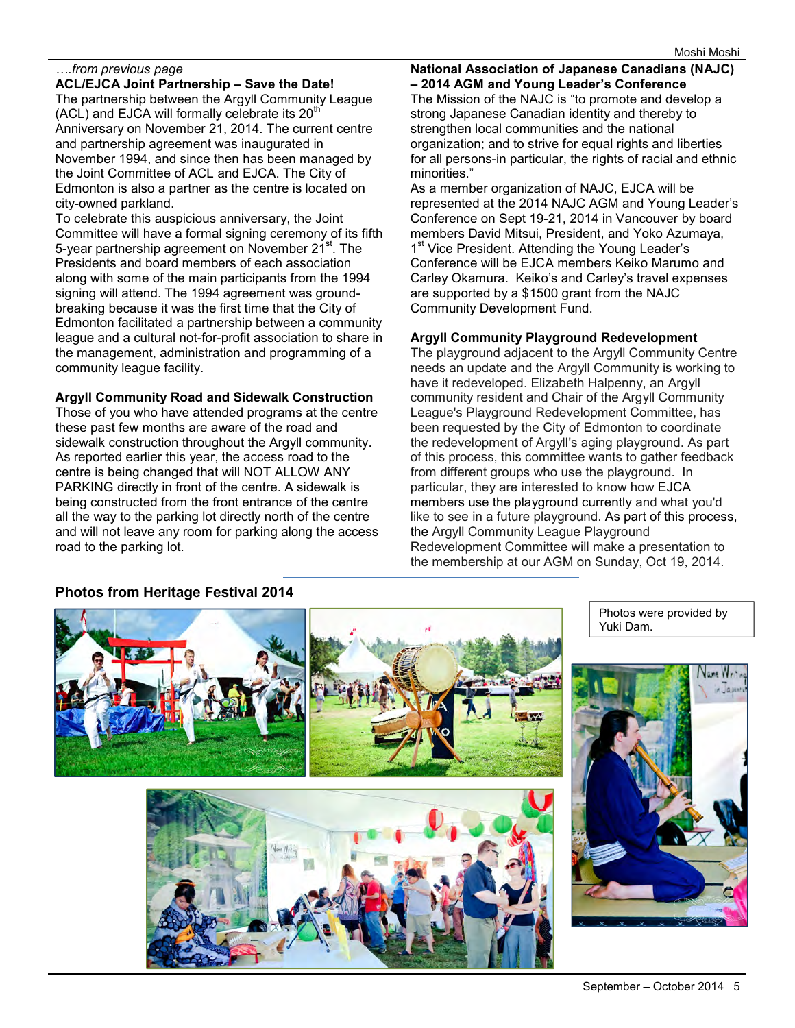*….from previous page*

**ACL/EJCA Joint Partnership – Save the Date!**

The partnership between the Argyll Community League (ACL) and EJCA will formally celebrate its 20th Anniversary on November 21, 2014. The current centre and partnership agreement was inaugurated in November 1994, and since then has been managed by the Joint Committee of ACL and EJCA. The City of Edmonton is also a partner as the centre is located on city-owned parkland.

To celebrate this auspicious anniversary, the Joint Committee will have a formal signing ceremony of its fifth 5-year partnership agreement on November 21st. The Presidents and board members of each association along with some of the main participants from the 1994 signing will attend. The 1994 agreement was ground-breaking because it was the first time that the City of Edmonton facilitated a partnership between a community league and a cultural not-for-profit association to share in the management, administration and programming of a community league facility.

**Argyll Community Road and Sidewalk Construction**

Those of you who have attended programs at the centre these past few months are aware of the road and sidewalk construction throughout the Argyll community. As reported earlier this year, the access road to the centre is being changed that will NOT ALLOW ANY PARKING directly in front of the centre. A sidewalk is being constructed from the front entrance of the centre all the way to the parking lot directly north of the centre and will not leave any room for parking along the access road to the parking lot.

**National Association of Japanese Canadians (NAJC) – 2014 AGM and Young Leader's Conference**

The Mission of the NAJC is "to promote and develop a strong Japanese Canadian identity and thereby to strengthen local communities and the national organization; and to strive for equal rights and liberties for all persons-in particular, the rights of racial and ethnic minorities."

As a member organization of NAJC, EJCA will be represented at the 2014 NAJC AGM and Young Leader's Conference on Sept 19-21, 2014 in Vancouver by board members David Mitsui, President, and Yoko Azumaya, 1st Vice President. Attending the Young Leader's Conference will be EJCA members Keiko Marumo and Carley Okamura. Keiko's and Carley's travel expenses are supported by a $1500 grant from the NAJC Community Development Fund.

**Argyll Community Playground Redevelopment**

The playground adjacent to the Argyll Community Centre needs an update and the Argyll Community is working to have it redeveloped. Elizabeth Halpenny, an Argyll community resident and Chair of the Argyll Community League's Playground Redevelopment Committee, has been requested by the City of Edmonton to coordinate the redevelopment of Argyll's aging playground. As part of this process, this committee wants to gather feedback from different groups who use the playground. In particular, they are interested to know how EJCA members use the playground currently and what you'd like to see in a future playground. As part of this process, the Argyll Community League Playground Redevelopment Committee will make a presentation to the membership at our AGM on Sunday, Oct 19, 2014.

**Photos from Heritage Festival 2014**

Photos were provided by Yuki Dam.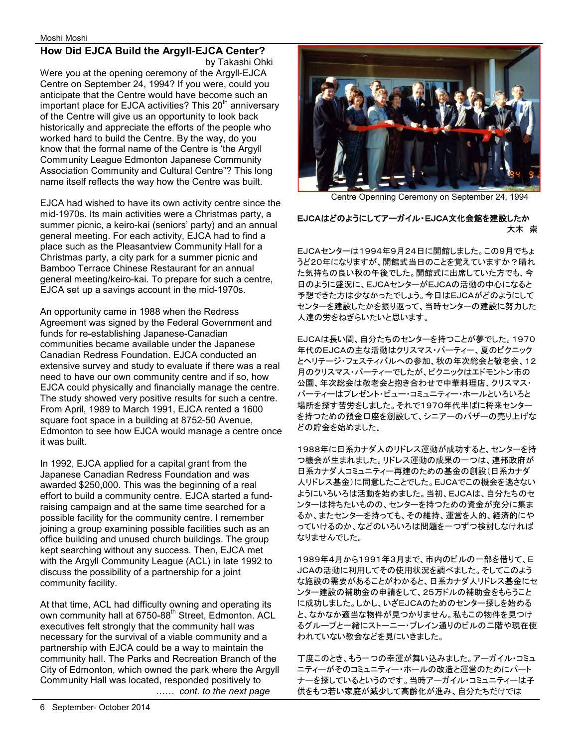## How Did EJCA Build the Argyll-EJCA Center?

by Takashi Ohki

Were you at the opening ceremony of the Argyll-EJCA Centre on September 24, 1994? If you were, could you anticipate that the Centre would have become such an important place for EJCA activities? This 20th anniversary of the Centre will give us an opportunity to look back historically and appreciate the efforts of the people who worked hard to build the Centre. By the way, do you know that the formal name of the Centre is 'the Argyll Community League Edmonton Japanese Community Association Community and Cultural Centre"? This long name itself reflects the way how the Centre was built.

EJCA had wished to have its own activity centre since the mid-1970s. Its main activities were a Christmas party, a summer picnic, a keiro-kai (seniors' party) and an annual general meeting. For each activity, EJCA had to find a place such as the Pleasantview Community Hall for a Christmas party, a city park for a summer picnic and Bamboo Terrace Chinese Restaurant for an annual general meeting/keiro-kai. To prepare for such a centre, EJCA set up a savings account in the mid-1970s.

An opportunity came in 1988 when the Redress Agreement was signed by the Federal Government and funds for re-establishing Japanese-Canadian communities became available under the Japanese Canadian Redress Foundation. EJCA conducted an extensive survey and study to evaluate if there was a real need to have our own community centre and if so, how EJCA could physically and financially manage the centre. The study showed very positive results for such a centre. From April, 1989 to March 1991, EJCA rented a 1600 square foot space in a building at 8752-50 Avenue, Edmonton to see how EJCA would manage a centre once it was built.

In 1992, EJCA applied for a capital grant from the Japanese Canadian Redress Foundation and was awarded $250,000. This was the beginning of a real effort to build a community centre. EJCA started a fund-raising campaign and at the same time searched for a possible facility for the community centre. I remember joining a group examining possible facilities such as an office building and unused church buildings. The group kept searching without any success. Then, EJCA met with the Argyll Community League (ACL) in late 1992 to discuss the possibility of a partnership for a joint community facility.

At that time, ACL had difficulty owning and operating its own community hall at 6750-88th Street, Edmonton. ACL executives felt strongly that the community hall was necessary for the survival of a viable community and a partnership with EJCA could be a way to maintain the community hall. The Parks and Recreation Branch of the City of Edmonton, which owned the park where the Argyll Community Hall was located, responded positively to

*…… cont. to the next page*

Centre Openning Ceremony on September 24, 1994

## EJCAはどのようにしてアーガイル・EJCA文化会館を建設したか

大木 崇

EJCAセンターは1994年9月24日に開館しました。この9月でちょうど20年になりますが、開館式当日のことを覚えていますか？晴れた気持ちの良い秋の午後でした。開館式に出席していた方でも、今日のように盛況に、EJCAセンターがEJCAの活動の中心になると予想できた方は少なかったでしょう。今日はEJCAがどのようにしてセンターを建設したかを振り返って、当時センターの建設に努力した人達の労をねぎらいたいと思います。

EJCAは長い間、自分たちのセンターを持つことが夢でした。1970年代のEJCAの主な活動はクリスマス・パーティー、夏のピクニックとヘリテージ・フェスティバルへの参加、秋の年次総会と敬老会、12月のクリスマス・パーティーでしたが、ピクニックはエドモントン市の公園、年次総会は敬老会と抱き合わせで中華料理店、クリスマス・パーティーはプレゼント・ビュー・コミュニティー・ホールといろいろと場所を探す苦労をしました。それで1970年代半ばに将来センターを持つための預金口座を創設して、シニアーのバザーの売り上げなどの貯金を始めました。

1988年に日系カナダ人のリドレス運動が成功すると、センターを持つ機会が生まれました。リドレス運動の成果の一つは、連邦政府が日系カナダ人コミュニティー再建のための基金の創設（日系カナダ人リドレス基金）に同意したことでした。EJCAでこの機会を逃さないようにいろいろは活動を始めました。当初、EJCAは、自分たちのセンターは持ちたいものの、センターを持つための資金が充分に集まるか、またセンターを持っても、その維持、運営を人的、経済的にやっていけるのか、などのいろいろは問題を一つずつ検討しなければなりませんでした。

1989年4月から1991年3月まで、市内のビルの一部を借りて、EJCAの活動に利用してその使用状況を調べました。そしてこのような施設の需要があることがわかると、日系カナダ人リドレス基金にセンター建設の補助金の申請をして、25万ドルの補助金をもらうことに成功しました。しかし、いざEJCAのためのセンター探しを始めると、なかなか適当な物件が見つかりません。私もこの物件を見つけるグループと一緒にストーニー・プレイン通りのビルの二階や現在使われていない教会などを見にいきました。

丁度このとき、もう一つの幸運が舞い込みました。アーガイル・コミュニティーがそのコミュニティー・ホールの改造と運営のためにパートナーを探しているというのです。当時アーガイル・コミュニティーは子供をもつ若い家庭が減少して高齢化が進み、自分たちだけでは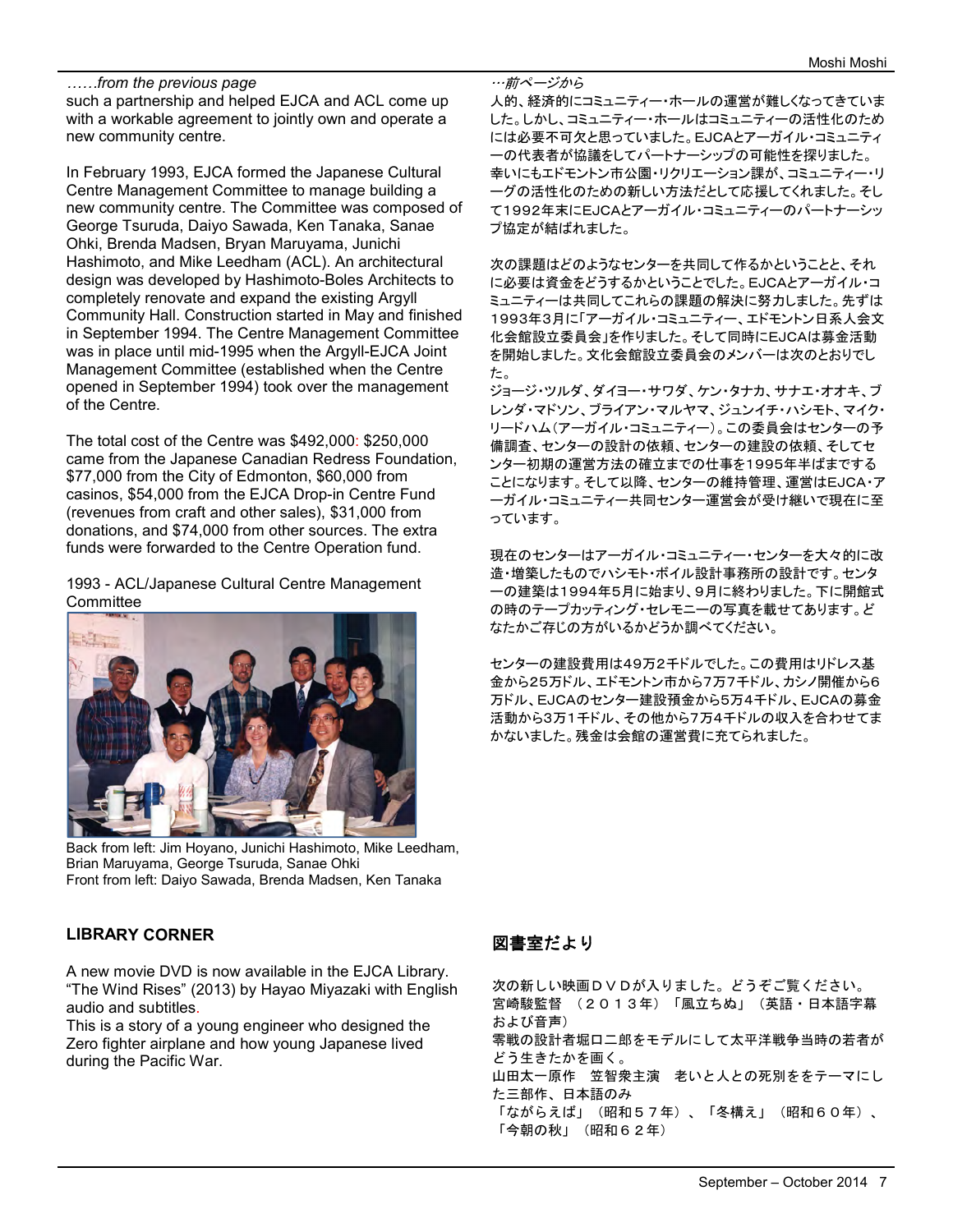*……from the previous page*
such a partnership and helped EJCA and ACL come up with a workable agreement to jointly own and operate a new community centre.

In February 1993, EJCA formed the Japanese Cultural Centre Management Committee to manage building a new community centre. The Committee was composed of George Tsuruda, Daiyo Sawada, Ken Tanaka, Sanae Ohki, Brenda Madsen, Bryan Maruyama, Junichi Hashimoto, and Mike Leedham (ACL). An architectural design was developed by Hashimoto-Boles Architects to completely renovate and expand the existing Argyll Community Hall. Construction started in May and finished in September 1994. The Centre Management Committee was in place until mid-1995 when the Argyll-EJCA Joint Management Committee (established when the Centre opened in September 1994) took over the management of the Centre.

The total cost of the Centre was $492,000: $250,000 came from the Japanese Canadian Redress Foundation, $77,000 from the City of Edmonton, $60,000 from casinos, $54,000 from the EJCA Drop-in Centre Fund (revenues from craft and other sales), $31,000 from donations, and $74,000 from other sources. The extra funds were forwarded to the Centre Operation fund.

1993 - ACL/Japanese Cultural Centre Management Committee

Back from left: Jim Hoyano, Junichi Hashimoto, Mike Leedham, Brian Maruyama, George Tsuruda, Sanae Ohki
Front from left: Daiyo Sawada, Brenda Madsen, Ken Tanaka

*…前ページから*
人的、経済的にコミュニティー・ホールの運営が難しくなってきていました。しかし、コミュニティー・ホールはコミュニティーの活性化のためには必要不可欠と思っていました。EJCAとアーガイル・コミュニティーの代表者が協議をしてパートナーシップの可能性を探りました。幸いにもエドモントン市公園・リクリエーション課が、コミュニティー・リーグの活性化のための新しい方法だとして応援してくれました。そして1992年末にEJCAとアーガイル・コミュニティーのパートナーシップ協定が結ばれました。

次の課題はどのようなセンターを共同して作るかということと、それに必要は資金をどうするかということでした。EJCAとアーガイル・コミュニティーは共同してこれらの課題の解決に努力しました。先ずは1993年3月に「アーガイル・コミュニティー、エドモントン日系人会文化会館設立委員会」を作りました。そして同時にEJCAは募金活動を開始しました。文化会館設立委員会のメンバーは次のとおりでした。
ジョージ・ツルダ、ダイヨー・サワダ、ケン・タナカ、サナエ・オオキ、ブレンダ・マドソン、ブライアン・マルヤマ、ジュンイチ・ハシモト、マイク・リードハム（アーガイル・コミュニティー）。この委員会はセンターの予備調査、センターの設計の依頼、センターの建設の依頼、そしてセンター初期の運営方法の確立までの仕事を1995年半ばまですることになります。そして以降、センターの維持管理、運営はEJCA・アーガイル・コミュニティー共同センター運営会が受け継いで現在に至っています。

現在のセンターはアーガイル・コミュニティー・センターを大々的に改造・増築したものでハシモト・ボイル設計事務所の設計です。センターの建築は1994年5月に始まり、9月に終わりました。下に開館式の時のテープカッティング・セレモニーの写真を載せてあります。どなたかご存じの方がいるかどうか調べてください。

センターの建設費用は49万2千ドルでした。この費用はリドレス基金から25万ドル、エドモントン市から7万7千ドル、カシノ開催から6万ドル、EJCAのセンター建設預金から5万4千ドル、EJCAの募金活動から3万1千ドル、その他から7万4千ドルの収入を合わせてまかないました。残金は会館の運営費に充てられました。

## LIBRARY CORNER

A new movie DVD is now available in the EJCA Library. "The Wind Rises" (2013) by Hayao Miyazaki with English audio and subtitles.
This is a story of a young engineer who designed the Zero fighter airplane and how young Japanese lived during the Pacific War.

## 図書室だより

次の新しい映画ＤＶＤが入りました。どうぞご覧ください。
宮崎駿監督　（２０１３年）「風立ちぬ」（英語・日本語字幕および音声）
零戦の設計者堀口二郎をモデルにして太平洋戦争当時の若者がどう生きたかを画く。
山田太一原作　笠智衆主演　老いと人との死別ををテーマにした三部作、日本語のみ
「ながらえば」（昭和５７年）、「冬構え」（昭和６０年）、「今朝の秋」（昭和６２年）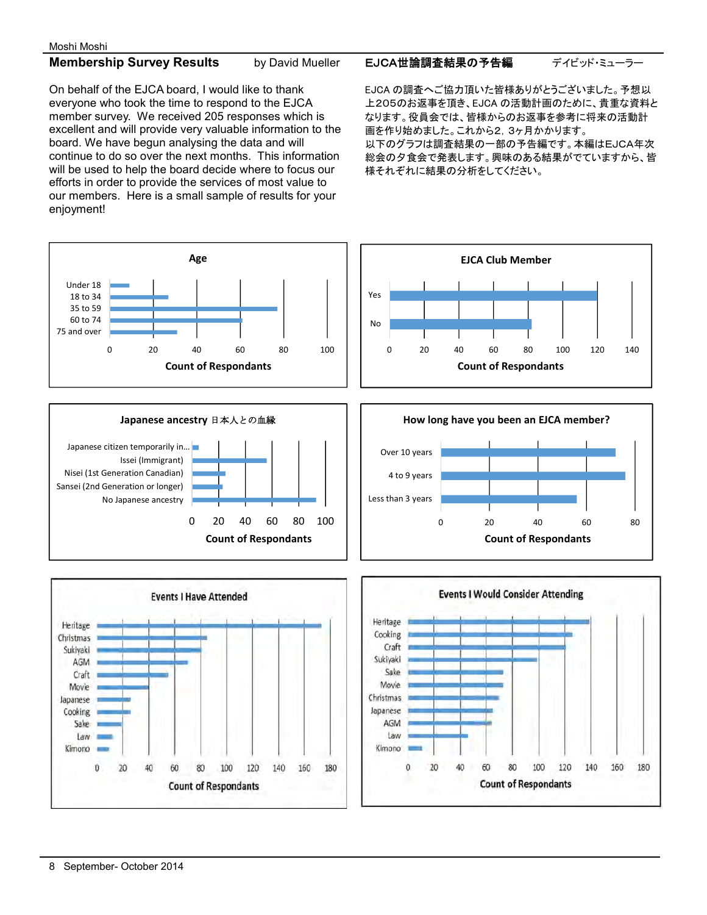## Membership Survey Results

by David Mueller

On behalf of the EJCA board, I would like to thank everyone who took the time to respond to the EJCA member survey. We received 205 responses which is excellent and will provide very valuable information to the board. We have begun analysing the data and will continue to do so over the next months. This information will be used to help the board decide where to focus our efforts in order to provide the services of most value to our members. Here is a small sample of results for your enjoyment!

## EJCA世論調査結果の予告編

デイビッド・ミューラー

EJCA の調査へご協力頂いた皆様ありがとうございました。予想以上205のお返事を頂き、EJCA の活動計画のために、貴重な資料となります。役員会では、皆様からのお返事を参考に将来の活動計画を作り始めました。これから2，3ヶ月かかります。
以下のグラフは調査結果の一部の予告編です。本編はEJCA年次総会の夕食会で発表します。興味のある結果がでていますから、皆様それぞれに結果の分析をしてください。

**Age**

- Under 18
- 18 to 34
- 35 to 59
- 60 to 74
- 75 and over

Count of Respondants (0–100)

**EJCA Club Member**

- Yes
- No

Count of Respondants (0–140)

**Japanese ancestry 日本人との血縁**

- Japanese citizen temporarily in...
- Issei (Immigrant)
- Nisei (1st Generation Canadian)
- Sansei (2nd Generation or longer)
- No Japanese ancestry

Count of Respondants (0–100)

**How long have you been an EJCA member?**

- Over 10 years
- 4 to 9 years
- Less than 3 years

Count of Respondants (0–80)

**Events I Have Attended**

- Heritage
- Christmas
- Sukiyaki
- AGM
- Craft
- Movie
- Japanese
- Cooking
- Sake
- Law
- Kimono

Count of Respondants (0–180)

**Events I Would Consider Attending**

- Heritage
- Cooking
- Craft
- Sukiyaki
- Sake
- Movie
- Christmas
- Japanese
- AGM
- Law
- Kimono

Count of Respondants (0–180)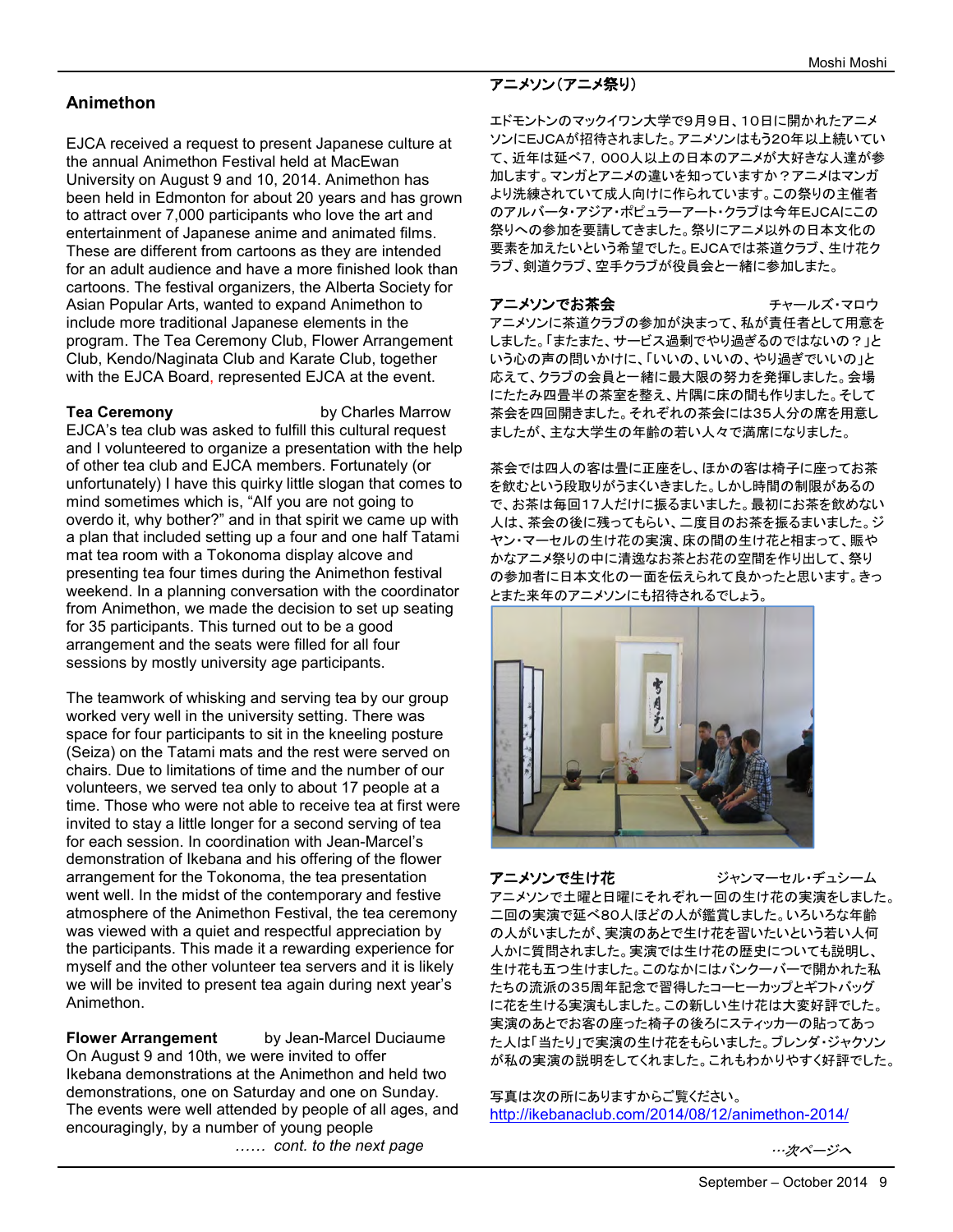## Animethon

EJCA received a request to present Japanese culture at the annual Animethon Festival held at MacEwan University on August 9 and 10, 2014. Animethon has been held in Edmonton for about 20 years and has grown to attract over 7,000 participants who love the art and entertainment of Japanese anime and animated films. These are different from cartoons as they are intended for an adult audience and have a more finished look than cartoons. The festival organizers, the Alberta Society for Asian Popular Arts, wanted to expand Animethon to include more traditional Japanese elements in the program. The Tea Ceremony Club, Flower Arrangement Club, Kendo/Naginata Club and Karate Club, together with the EJCA Board, represented EJCA at the event.

**Tea Ceremony** by Charles Marrow

EJCA's tea club was asked to fulfill this cultural request and I volunteered to organize a presentation with the help of other tea club and EJCA members. Fortunately (or unfortunately) I have this quirky little slogan that comes to mind sometimes which is, "AIf you are not going to overdo it, why bother?" and in that spirit we came up with a plan that included setting up a four and one half Tatami mat tea room with a Tokonoma display alcove and presenting tea four times during the Animethon festival weekend. In a planning conversation with the coordinator from Animethon, we made the decision to set up seating for 35 participants. This turned out to be a good arrangement and the seats were filled for all four sessions by mostly university age participants.

The teamwork of whisking and serving tea by our group worked very well in the university setting. There was space for four participants to sit in the kneeling posture (Seiza) on the Tatami mats and the rest were served on chairs. Due to limitations of time and the number of our volunteers, we served tea only to about 17 people at a time. Those who were not able to receive tea at first were invited to stay a little longer for a second serving of tea for each session. In coordination with Jean-Marcel's demonstration of Ikebana and his offering of the flower arrangement for the Tokonoma, the tea presentation went well. In the midst of the contemporary and festive atmosphere of the Animethon Festival, the tea ceremony was viewed with a quiet and respectful appreciation by the participants. This made it a rewarding experience for myself and the other volunteer tea servers and it is likely we will be invited to present tea again during next year's Animethon.

**Flower Arrangement** by Jean-Marcel Duciaume

On August 9 and 10th, we were invited to offer Ikebana demonstrations at the Animethon and held two demonstrations, one on Saturday and one on Sunday. The events were well attended by people of all ages, and encouragingly, by a number of young people

*…… cont. to the next page*

## アニメソン（アニメ祭り）

エドモントンのマックイワン大学で９月９日、１０日に開かれたアニメソンにEJCAが招待されました。アニメソンはもう20年以上続いていて、近年は延べ７，０００人以上の日本のアニメが大好きな人達が参加します。マンガとアニメの違いを知っていますか？アニメはマンガより洗練されていて成人向けに作られています。この祭りの主催者のアルバータ・アジア・ポピュラーアート・クラブは今年EJCAにこの祭りへの参加を要請してきました。祭りにアニメ以外の日本文化の要素を加えたいという希望でした。EJCAでは茶道クラブ、生け花クラブ、剣道クラブ、空手クラブが役員会と一緒に参加しました。

**アニメソンでお茶会** チャールズ・マロウ

アニメソンに茶道クラブの参加が決まって、私が責任者として用意をしました。「またまた、サービス過剰でやり過ぎるのではないの？」という心の声の問いかけに、「いいの、いいの、やり過ぎでいいの」と応えて、クラブの会員と一緒に最大限の努力を発揮しました。会場にたたみ四畳半の茶室を整え、片隅に床の間も作りました。そして茶会を四回開きました。それぞれの茶会には35人分の席を用意しましたが、主な大学生の年齢の若い人々で満席になりました。

茶会では四人の客は畳に正座をし、ほかの客は椅子に座ってお茶を飲むという段取りがうまくいきました。しかし時間の制限があるので、お茶は毎回17人だけに振るまいました。最初にお茶を飲めない人は、茶会の後に残ってもらい、二度目のお茶を振るまいました。ジャン・マーセルの生け花の実演、床の間の生け花と相まって、賑やかなアニメ祭りの中に清澄なお茶とお花の空間を作り出して、祭りの参加者に日本文化の一面を伝えられて良かったと思います。きっとまた来年のアニメソンにも招待されるでしょう。

**アニメソンで生け花** ジャンマーセル・デュシーム

アニメソンで土曜と日曜にそれぞれ一回の生け花の実演をしました。二回の実演で延べ80人ほどの人が鑑賞しました。いろいろな年齢の人がいましたが、実演のあとで生け花を習いたいという若い人何人かに質問されました。実演では生け花の歴史についても説明し、生け花も五つ生けました。このなかにはバンクーバーで開かれた私たちの流派の35周年記念で習得したコーヒーカップとギフトバッグに花を生ける実演もしました。この新しい生け花は大変好評でした。実演のあとでお客の座った椅子の後ろにスティッカーの貼ってあった人は「当たり」で実演の生け花をもらいました。ブレンダ・ジャクソンが私の実演の説明をしてくれました。これもわかりやすく好評でした。

写真は次の所にありますからご覧ください。
http://ikebanaclub.com/2014/08/12/animethon-2014/

*…次ページへ*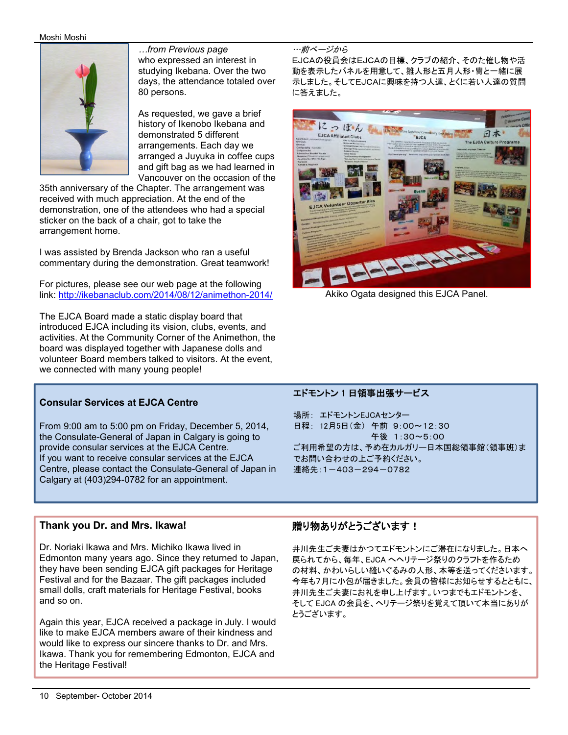*…from Previous page*
who expressed an interest in studying Ikebana. Over the two days, the attendance totaled over 80 persons.

As requested, we gave a brief history of Ikenobo Ikebana and demonstrated 5 different arrangements. Each day we arranged a Juyuka in coffee cups and gift bag as we had learned in Vancouver on the occasion of the 35th anniversary of the Chapter. The arrangement was received with much appreciation. At the end of the demonstration, one of the attendees who had a special sticker on the back of a chair, got to take the arrangement home.

I was assisted by Brenda Jackson who ran a useful commentary during the demonstration. Great teamwork!

For pictures, please see our web page at the following link: http://ikebanaclub.com/2014/08/12/animethon-2014/

The EJCA Board made a static display board that introduced EJCA including its vision, clubs, events, and activities. At the Community Corner of the Animethon, the board was displayed together with Japanese dolls and volunteer Board members talked to visitors. At the event, we connected with many young people!

*…前ページから*
EJCAの役員会はEJCAの目標、クラブの紹介、そのた催し物や活動を表示したパネルを用意して、雛人形と五月人形・冑と一緒に展示しました。そしてEJCAに興味を持つ人達、とくに若い人達の質問に答えました。

Akiko Ogata designed this EJCA Panel.

### Consular Services at EJCA Centre

From 9:00 am to 5:00 pm on Friday, December 5, 2014, the Consulate-General of Japan in Calgary is going to provide consular services at the EJCA Centre.
If you want to receive consular services at the EJCA Centre, please contact the Consulate-General of Japan in Calgary at (403)294-0782 for an appointment.

### エドモントン１日領事出張サービス

場所： エドモントンEJCAセンター
日程： 12月5日（金） 午前 9:00～12:30
午後 1:30～5:00
ご利用希望の方は、予め在カルガリー日本国総領事館（領事班）までお問い合わせの上ご予約ください。
連絡先：1－403－294－0782

### Thank you Dr. and Mrs. Ikawa!

Dr. Noriaki Ikawa and Mrs. Michiko Ikawa lived in Edmonton many years ago. Since they returned to Japan, they have been sending EJCA gift packages for Heritage Festival and for the Bazaar. The gift packages included small dolls, craft materials for Heritage Festival, books and so on.

Again this year, EJCA received a package in July. I would like to make EJCA members aware of their kindness and would like to express our sincere thanks to Dr. and Mrs. Ikawa. Thank you for remembering Edmonton, EJCA and the Heritage Festival!

### 贈り物ありがとうございます！

井川先生ご夫妻はかつてエドモントンにご滞在になりました。日本へ戻られてから、毎年、EJCA へヘリテージ祭りのクラフトを作るための材料、かわいらしい縫いぐるみの人形、本等を送ってくださいます。今年も7月に小包が届きました。会員の皆様にお知らせするとともに、井川先生ご夫妻にお礼を申し上げます。いつまでもエドモントンを、そして EJCA の会員を、ヘリテージ祭りを覚えて頂いて本当にありがとうございます。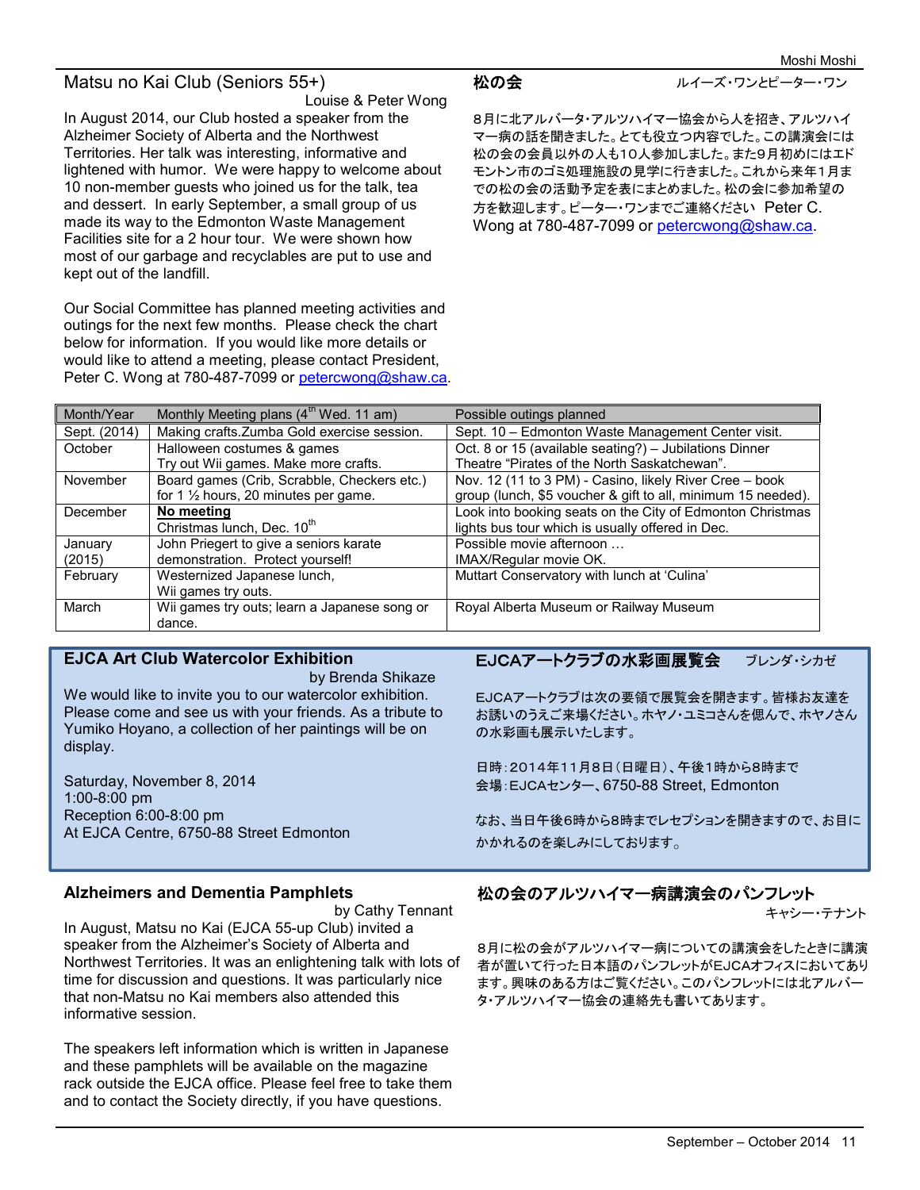## Matsu no Kai Club (Seniors 55+)

Louise & Peter Wong

In August 2014, our Club hosted a speaker from the Alzheimer Society of Alberta and the Northwest Territories. Her talk was interesting, informative and lightened with humor. We were happy to welcome about 10 non-member guests who joined us for the talk, tea and dessert. In early September, a small group of us made its way to the Edmonton Waste Management Facilities site for a 2 hour tour. We were shown how most of our garbage and recyclables are put to use and kept out of the landfill.

Our Social Committee has planned meeting activities and outings for the next few months. Please check the chart below for information. If you would like more details or would like to attend a meeting, please contact President, Peter C. Wong at 780-487-7099 or petercwong@shaw.ca.

## 松の会

ルイーズ・ワンとピーター・ワン

８月に北アルバータ・アルツハイマー協会から人を招き、アルツハイマー病の話を聞きました。とても役立つ内容でした。この講演会には松の会の会員以外の人も１０人参加しました。また９月初めにはエドモントン市のゴミ処理施設の見学に行きました。これから来年１月までの松の会の活動予定を表にまとめました。松の会に参加希望の方を歓迎します。ピーター・ワンまでご連絡ください Peter C. Wong at 780-487-7099 or petercwong@shaw.ca.

| Month/Year | Monthly Meeting plans (4th Wed. 11 am) | Possible outings planned |
|---|---|---|
| Sept. (2014) | Making crafts.Zumba Gold exercise session. | Sept. 10 – Edmonton Waste Management Center visit. |
| October | Halloween costumes & games<br>Try out Wii games. Make more crafts. | Oct. 8 or 15 (available seating?) – Jubilations Dinner Theatre "Pirates of the North Saskatchewan". |
| November | Board games (Crib, Scrabble, Checkers etc.) for 1 ½ hours, 20 minutes per game. | Nov. 12 (11 to 3 PM) - Casino, likely River Cree – book group (lunch, $5 voucher & gift to all, minimum 15 needed). |
| December | **No meeting**<br>Christmas lunch, Dec. 10th | Look into booking seats on the City of Edmonton Christmas lights bus tour which is usually offered in Dec. |
| January (2015) | John Priegert to give a seniors karate demonstration. Protect yourself! | Possible movie afternoon …<br>IMAX/Regular movie OK. |
| February | Westernized Japanese lunch,<br>Wii games try outs. | Muttart Conservatory with lunch at 'Culina' |
| March | Wii games try outs; learn a Japanese song or dance. | Royal Alberta Museum or Railway Museum |

## EJCA Art Club Watercolor Exhibition

by Brenda Shikaze

We would like to invite you to our watercolor exhibition. Please come and see us with your friends. As a tribute to Yumiko Hoyano, a collection of her paintings will be on display.

Saturday, November 8, 2014
1:00-8:00 pm
Reception 6:00-8:00 pm
At EJCA Centre, 6750-88 Street Edmonton

## EJCAアートクラブの水彩画展覧会

ブレンダ・シカゼ

EJCAアートクラブは次の要領で展覧会を開きます。皆様お友達をお誘いのうえご来場ください。ホヤノ・ユミコさんを偲んで、ホヤノさんの水彩画も展示いたします。

日時：２０１４年１１月８日（日曜日）、午後１時から８時まで
会場：EJCAセンター、6750-88 Street, Edmonton

なお、当日午後６時から８時までレセプションを開きますので、お目にかかれるのを楽しみにしております。

## Alzheimers and Dementia Pamphlets

by Cathy Tennant

In August, Matsu no Kai (EJCA 55-up Club) invited a speaker from the Alzheimer's Society of Alberta and Northwest Territories. It was an enlightening talk with lots of time for discussion and questions. It was particularly nice that non-Matsu no Kai members also attended this informative session.

The speakers left information which is written in Japanese and these pamphlets will be available on the magazine rack outside the EJCA office. Please feel free to take them and to contact the Society directly, if you have questions.

## 松の会のアルツハイマー病講演会のパンフレット

キャシー・テナント

８月に松の会がアルツハイマー病についての講演会をしたときに講演者が置いて行った日本語のパンフレットがEJCAオフィスにおいてあります。興味のある方はご覧ください。このパンフレットには北アルバータ・アルツハイマー協会の連絡先も書いてあります。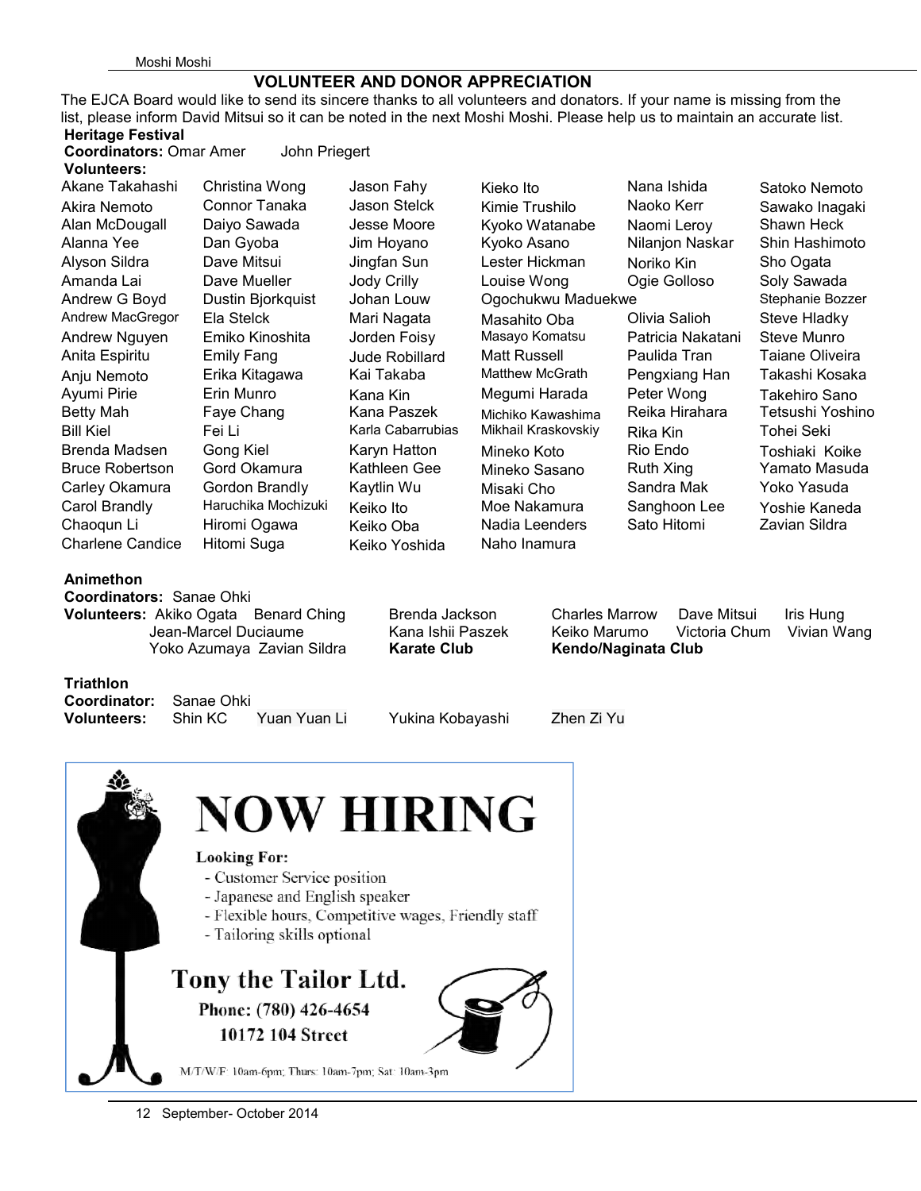## VOLUNTEER AND DONOR APPRECIATION

The EJCA Board would like to send its sincere thanks to all volunteers and donators. If your name is missing from the list, please inform David Mitsui so it can be noted in the next Moshi Moshi. Please help us to maintain an accurate list.

### Heritage Festival

**Coordinators:** Omar Amer John Priegert

**Volunteers:**

Akane Takahashi, Akira Nemoto, Alan McDougall, Alanna Yee, Alyson Sildra, Amanda Lai, Andrew G Boyd, Andrew MacGregor, Andrew Nguyen, Anita Espiritu, Anju Nemoto, Ayumi Pirie, Betty Mah, Bill Kiel, Brenda Madsen, Bruce Robertson, Carley Okamura, Carol Brandly, Chaoqun Li, Charlene Candice, Christina Wong, Connor Tanaka, Daiyo Sawada, Dan Gyoba, Dave Mitsui, Dave Mueller, Dustin Bjorkquist, Ela Stelck, Emiko Kinoshita, Emily Fang, Erika Kitagawa, Erin Munro, Faye Chang, Fei Li, Gong Kiel, Gord Okamura, Gordon Brandly, Haruchika Mochizuki, Hiromi Ogawa, Hitomi Suga, Jason Fahy, Jason Stelck, Jesse Moore, Jim Hoyano, Jingfan Sun, Jody Crilly, Johan Louw, Mari Nagata, Jorden Foisy, Jude Robillard, Kai Takaba, Kana Kin, Kana Paszek, Karla Cabarrubias, Karyn Hatton, Kathleen Gee, Kaytlin Wu, Keiko Ito, Keiko Oba, Keiko Yoshida, Kieko Ito, Kimie Trushilo, Kyoko Watanabe, Kyoko Asano, Lester Hickman, Louise Wong, Ogochukwu Maduekwe, Masahito Oba, Masayo Komatsu, Matt Russell, Matthew McGrath, Megumi Harada, Michiko Kawashima, Mikhail Kraskovskiy, Mineko Koto, Mineko Sasano, Misaki Cho, Moe Nakamura, Nadia Leenders, Naho Inamura, Nana Ishida, Naoko Kerr, Naomi Leroy, Nilanjon Naskar, Noriko Kin, Ogie Golloso, Olivia Salioh, Patricia Nakatani, Paulida Tran, Pengxiang Han, Peter Wong, Reika Hirahara, Rika Kin, Rio Endo, Ruth Xing, Sandra Mak, Sanghoon Lee, Sato Hitomi, Satoko Nemoto, Sawako Inagaki, Shawn Heck, Shin Hashimoto, Sho Ogata, Soly Sawada, Stephanie Bozzer, Steve Hladky, Steve Munro, Taiane Oliveira, Takashi Kosaka, Takehiro Sano, Tetsushi Yoshino, Tohei Seki, Toshiaki Koike, Yamato Masuda, Yoko Yasuda, Yoshie Kaneda, Zavian Sildra

### Animethon

**Coordinators:** Sanae Ohki

**Volunteers:** Akiko Ogata, Benard Ching, Brenda Jackson, Charles Marrow, Dave Mitsui, Iris Hung, Jean-Marcel Duciaume, Kana Ishii Paszek, Keiko Marumo, Victoria Chum, Vivian Wang, Yoko Azumaya, Zavian Sildra, **Karate Club**, **Kendo/Naginata Club**

### Triathlon

**Coordinator:** Sanae Ohki

**Volunteers:** Shin KC, Yuan Yuan Li, Yukina Kobayashi, Zhen Zi Yu

---

# NOW HIRING

**Looking For:**

- Customer Service position
- Japanese and English speaker
- Flexible hours, Competitive wages, Friendly staff
- Tailoring skills optional

**Tony the Tailor Ltd.**

**Phone: (780) 426-4654**

**10172 104 Street**

M/T/W/F: 10am-6pm; Thurs: 10am-7pm; Sat: 10am-3pm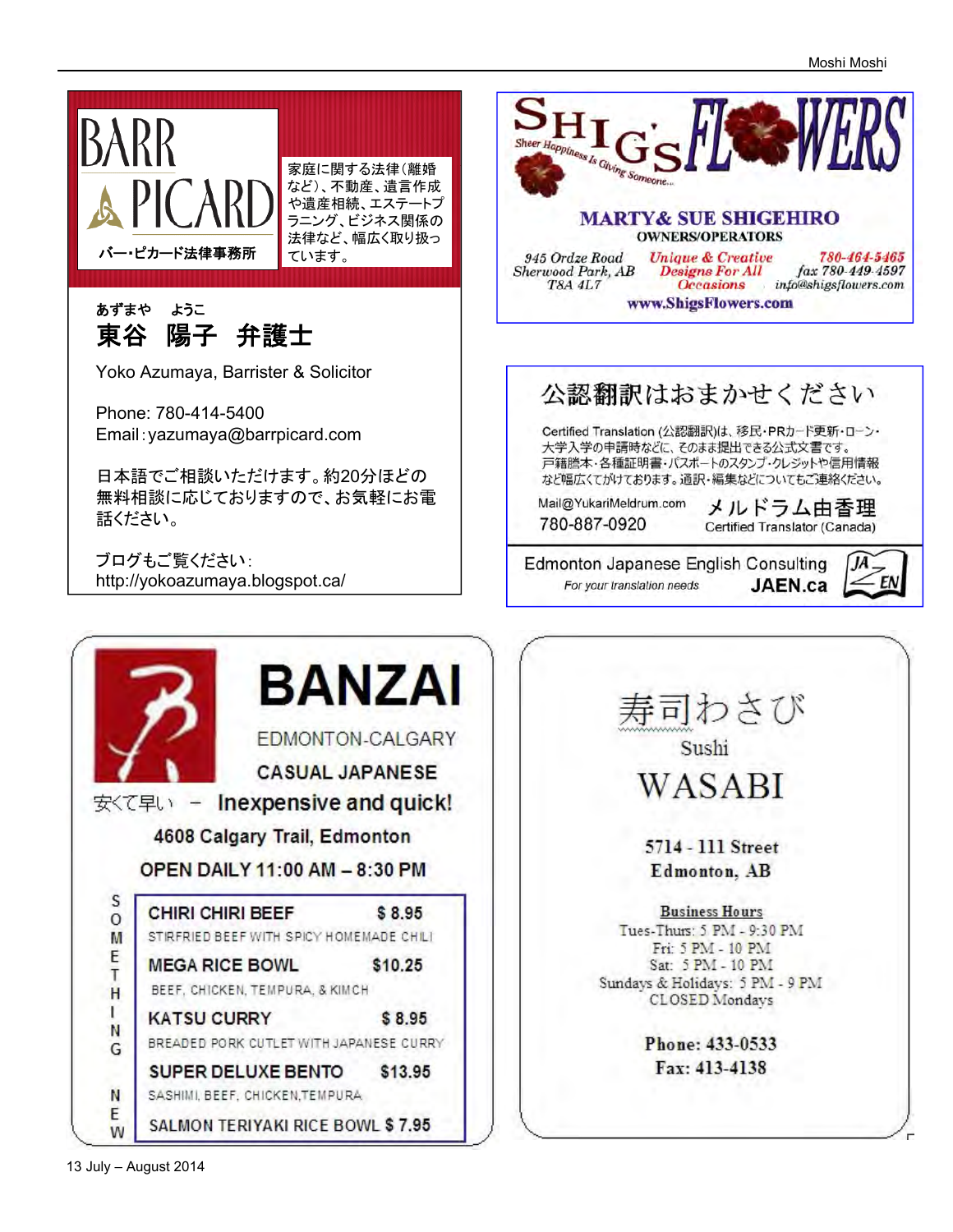# BARR PICARD

バー・ピカード法律事務所

家庭に関する法律(離婚など)、不動産、遺言作成や遺産相続、エステートプラニング、ビジネス関係の法律など、幅広く取り扱っています。

あずまや　ようこ

## 東谷　陽子　弁護士

Yoko Azumaya, Barrister & Solicitor

Phone: 780-414-5400
Email:yazumaya@barrpicard.com

日本語でご相談いただけます。約20分ほどの無料相談に応じておりますので、お気軽にお電話ください。

ブログもご覧ください:
http://yokoazumaya.blogspot.ca/

---

# SHIG'S FLOWERS

*Sheer Happiness Is Giving Someone...*

**MARTY& SUE SHIGEHIRO**
OWNERS/OPERATORS

945 Ordze Road
Sherwood Park, AB
T8A 4L7

*Unique & Creative Designs For All Occasions*

780-464-5465
fax 780-449-4597
info@shigsflowers.com

www.ShigsFlowers.com

---

## 公認翻訳はおまかせください

Certified Translation (公認翻訳)は、移民・PRカード更新・ローン・大学入学の申請時などに、そのまま提出できる公式文書です。戸籍謄本・各種証明書・パスポートのスタンプ・クレジットや信用情報など幅広くてがけております。通訳・編集などについてもご連絡ください。

Mail@YukariMeldrum.com
780-887-0920

メルドラム由香理
Certified Translator (Canada)

Edmonton Japanese English Consulting
*For your translation needs*
**JAEN.ca**

---

# BANZAI

EDMONTON-CALGARY
CASUAL JAPANESE

安くて早い　－　**Inexpensive and quick!**

**4608 Calgary Trail, Edmonton**

**OPEN DAILY 11:00 AM – 8:30 PM**

SOMETHING NEW

| | |
|---|---|
| **CHIRI CHIRI BEEF** | **$ 8.95** |
| STIRFRIED BEEF WITH SPICY HOMEMADE CHILI | |
| **MEGA RICE BOWL** | **$10.25** |
| BEEF, CHICKEN, TEMPURA, & KIMCHI | |
| **KATSU CURRY** | **$ 8.95** |
| BREADED PORK CUTLET WITH JAPANESE CURRY | |
| **SUPER DELUXE BENTO** | **$13.95** |
| SASHIMI, BEEF, CHICKEN,TEMPURA | |
| **SALMON TERIYAKI RICE BOWL** | **$ 7.95** |

---

# 寿司わさび

Sushi

# WASABI

**5714 - 111 Street**
**Edmonton, AB**

**Business Hours**
Tues-Thurs: 5 PM - 9:30 PM
Fri: 5 PM - 10 PM
Sat: 5 PM - 10 PM
Sundays & Holidays: 5 PM - 9 PM
CLOSED Mondays

**Phone: 433-0533**
**Fax: 413-4138**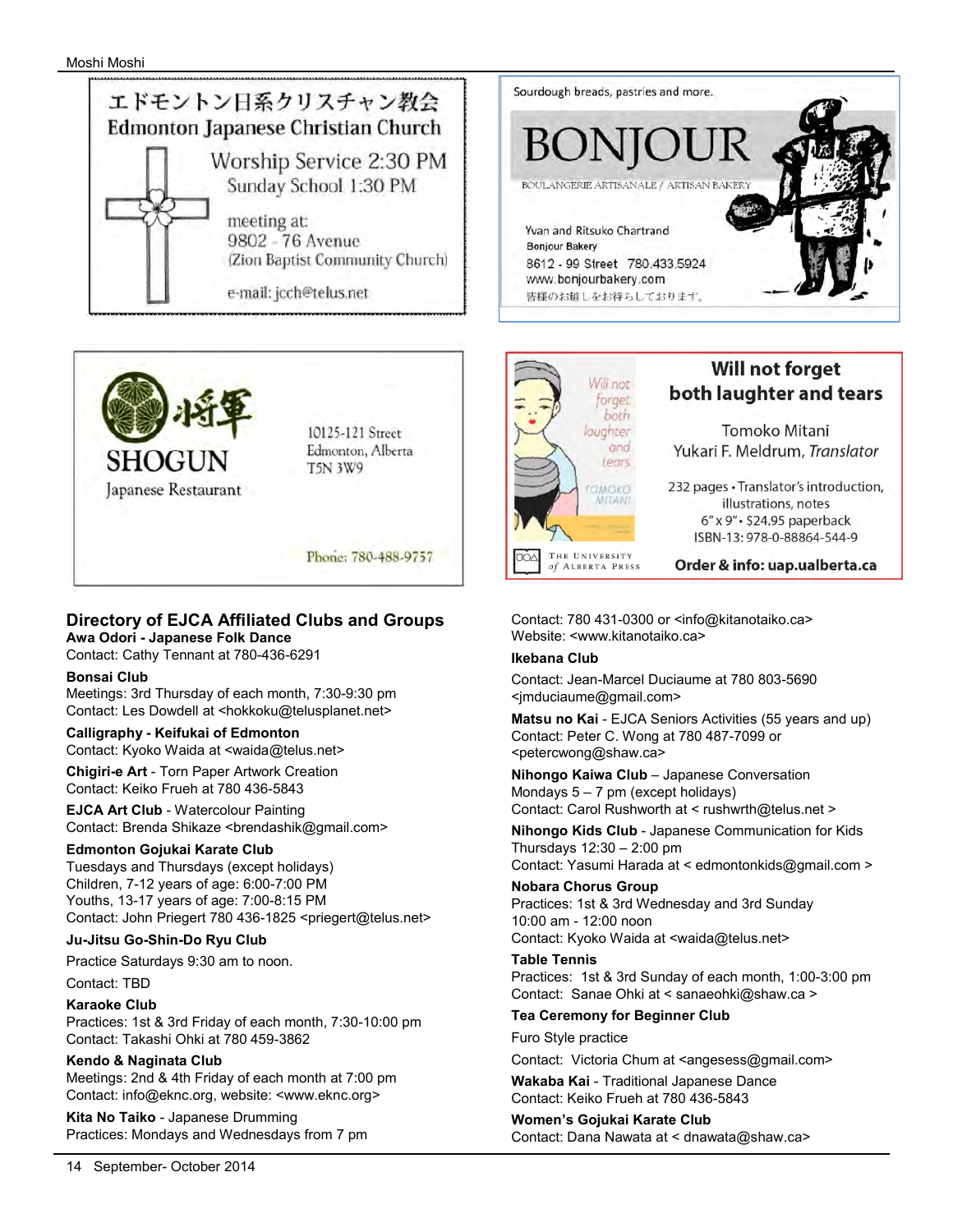エドモントン日系クリスチャン教会
Edmonton Japanese Christian Church

Worship Service 2:30 PM
Sunday School 1:30 PM

meeting at:
9802 - 76 Avenue
(Zion Baptist Community Church)

e-mail: jcch@telus.net

Sourdough breads, pastries and more.

BONJOUR

BOULANGERIE ARTISANALE / ARTISAN BAKERY

Yvan and Ritsuko Chartrand
Bonjour Bakery
8612 - 99 Street 780.433.5924
www.bonjourbakery.com
皆様のお越しをお待ちしております。

将軍
SHOGUN
Japanese Restaurant

10125-121 Street
Edmonton, Alberta
T5N 3W9

Phone: 780-488-9757

**Will not forget both laughter and tears**

Tomoko Mitani
Yukari F. Meldrum, *Translator*

232 pages • Translator's introduction, illustrations, notes
6" x 9" • $24.95 paperback
ISBN-13: 978-0-88864-544-9

The University of Alberta Press

**Order & info: uap.ualberta.ca**

## Directory of EJCA Affiliated Clubs and Groups

**Awa Odori - Japanese Folk Dance**
Contact: Cathy Tennant at 780-436-6291

**Bonsai Club**
Meetings: 3rd Thursday of each month, 7:30-9:30 pm
Contact: Les Dowdell at <hokkoku@telusplanet.net>

**Calligraphy - Keifukai of Edmonton**
Contact: Kyoko Waida at <waida@telus.net>

**Chigiri-e Art** - Torn Paper Artwork Creation
Contact: Keiko Frueh at 780 436-5843

**EJCA Art Club** - Watercolour Painting
Contact: Brenda Shikaze <brendashik@gmail.com>

**Edmonton Gojukai Karate Club**
Tuesdays and Thursdays (except holidays)
Children, 7-12 years of age: 6:00-7:00 PM
Youths, 13-17 years of age: 7:00-8:15 PM
Contact: John Priegert 780 436-1825 <priegert@telus.net>

**Ju-Jitsu Go-Shin-Do Ryu Club**
Practice Saturdays 9:30 am to noon.
Contact: TBD

**Karaoke Club**
Practices: 1st & 3rd Friday of each month, 7:30-10:00 pm
Contact: Takashi Ohki at 780 459-3862

**Kendo & Naginata Club**
Meetings: 2nd & 4th Friday of each month at 7:00 pm
Contact: info@eknc.org, website: <www.eknc.org>

**Kita No Taiko** - Japanese Drumming
Practices: Mondays and Wednesdays from 7 pm
Contact: 780 431-0300 or <info@kitanotaiko.ca>
Website: <www.kitanotaiko.ca>

**Ikebana Club**
Contact: Jean-Marcel Duciaume at 780 803-5690 <jmduciaume@gmail.com>

**Matsu no Kai** - EJCA Seniors Activities (55 years and up)
Contact: Peter C. Wong at 780 487-7099 or <petercwong@shaw.ca>

**Nihongo Kaiwa Club** – Japanese Conversation
Mondays 5 – 7 pm (except holidays)
Contact: Carol Rushworth at < rushwrth@telus.net >

**Nihongo Kids Club** - Japanese Communication for Kids
Thursdays 12:30 – 2:00 pm
Contact: Yasumi Harada at < edmontonkids@gmail.com >

**Nobara Chorus Group**
Practices: 1st & 3rd Wednesday and 3rd Sunday
10:00 am - 12:00 noon
Contact: Kyoko Waida at <waida@telus.net>

**Table Tennis**
Practices: 1st & 3rd Sunday of each month, 1:00-3:00 pm
Contact: Sanae Ohki at < sanaeohki@shaw.ca >

**Tea Ceremony for Beginner Club**
Furo Style practice
Contact: Victoria Chum at <angesess@gmail.com>

**Wakaba Kai** - Traditional Japanese Dance
Contact: Keiko Frueh at 780 436-5843

**Women's Gojukai Karate Club**
Contact: Dana Nawata at < dnawata@shaw.ca>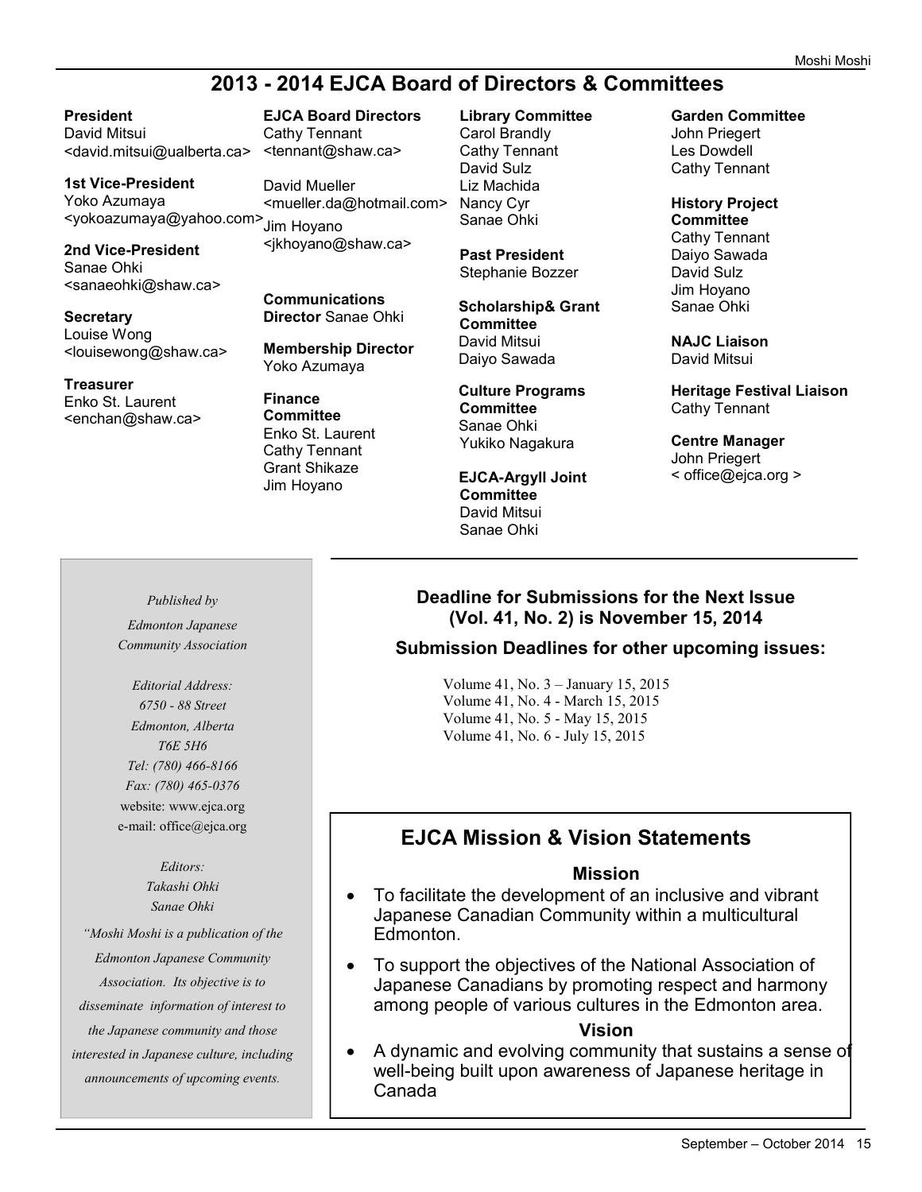## 2013 - 2014 EJCA Board of Directors & Committees

**President**
David Mitsui
<david.mitsui@ualberta.ca>

**1st Vice-President**
Yoko Azumaya
<yokoazumaya@yahoo.com>

**2nd Vice-President**
Sanae Ohki
<sanaeohki@shaw.ca>

**Secretary**
Louise Wong
<louisewong@shaw.ca>

**Treasurer**
Enko St. Laurent
<enchan@shaw.ca>

**EJCA Board Directors**
Cathy Tennant
<tennant@shaw.ca>

David Mueller
<mueller.da@hotmail.com>

Jim Hoyano
<jkhoyano@shaw.ca>

**Communications Director** Sanae Ohki

**Membership Director**
Yoko Azumaya

**Finance Committee**
Enko St. Laurent
Cathy Tennant
Grant Shikaze
Jim Hoyano

**Library Committee**
Carol Brandly
Cathy Tennant
David Sulz
Liz Machida
Nancy Cyr
Sanae Ohki

**Past President**
Stephanie Bozzer

**Scholarship& Grant Committee**
David Mitsui
Daiyo Sawada

**Culture Programs Committee**
Sanae Ohki
Yukiko Nagakura

**EJCA-Argyll Joint Committee**
David Mitsui
Sanae Ohki

**Garden Committee**
John Priegert
Les Dowdell
Cathy Tennant

**History Project Committee**
Cathy Tennant
Daiyo Sawada
David Sulz
Jim Hoyano
Sanae Ohki

**NAJC Liaison**
David Mitsui

**Heritage Festival Liaison**
Cathy Tennant

**Centre Manager**
John Priegert
< office@ejca.org >

---

*Published by*

*Edmonton Japanese Community Association*

*Editorial Address:*
*6750 - 88 Street*
*Edmonton, Alberta*
*T6E 5H6*
*Tel: (780) 466-8166*
*Fax: (780) 465-0376*
website: www.ejca.org
e-mail: office@ejca.org

*Editors:*
*Takashi Ohki*
*Sanae Ohki*

*"Moshi Moshi is a publication of the Edmonton Japanese Community Association. Its objective is to disseminate information of interest to the Japanese community and those interested in Japanese culture, including announcements of upcoming events.*

---

### Deadline for Submissions for the Next Issue (Vol. 41, No. 2) is November 15, 2014

### Submission Deadlines for other upcoming issues:

Volume 41, No. 3 – January 15, 2015
Volume 41, No. 4 - March 15, 2015
Volume 41, No. 5 - May 15, 2015
Volume 41, No. 6 - July 15, 2015

## EJCA Mission & Vision Statements

### Mission

- To facilitate the development of an inclusive and vibrant Japanese Canadian Community within a multicultural Edmonton.
- To support the objectives of the National Association of Japanese Canadians by promoting respect and harmony among people of various cultures in the Edmonton area.

### Vision

- A dynamic and evolving community that sustains a sense of well-being built upon awareness of Japanese heritage in Canada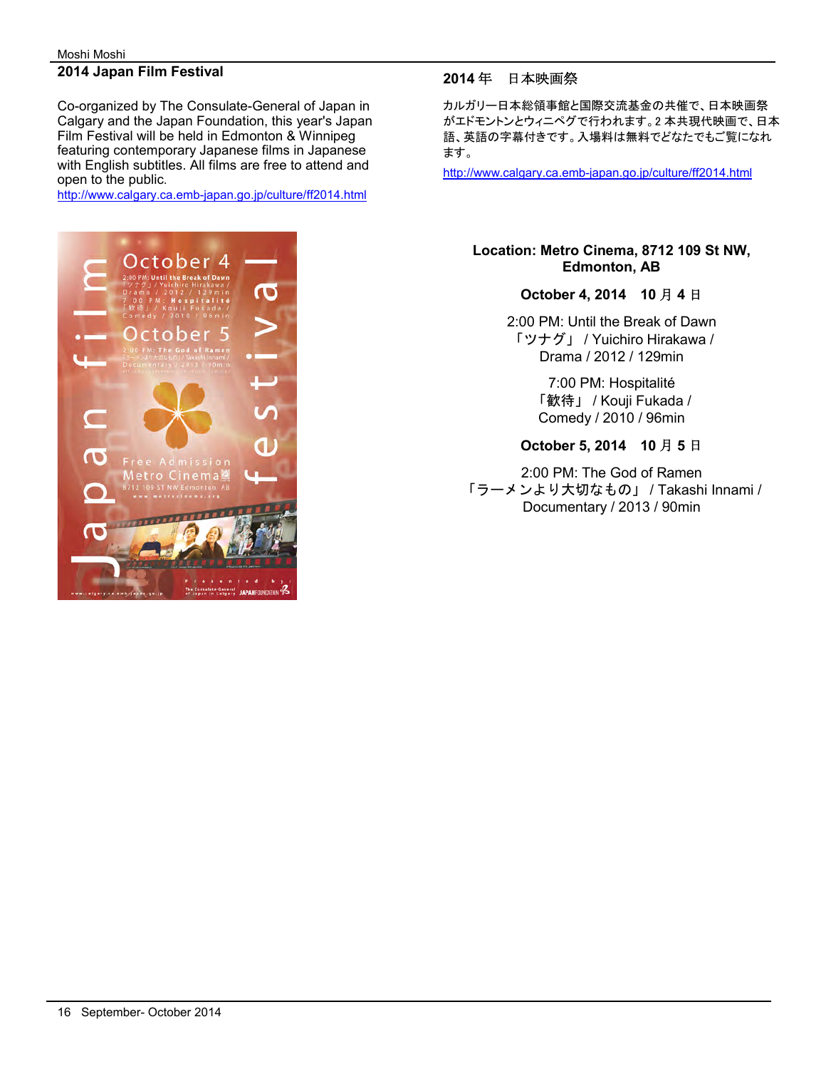## 2014 Japan Film Festival

Co-organized by The Consulate-General of Japan in Calgary and the Japan Foundation, this year's Japan Film Festival will be held in Edmonton & Winnipeg featuring contemporary Japanese films in Japanese with English subtitles. All films are free to attend and open to the public.
http://www.calgary.ca.emb-japan.go.jp/culture/ff2014.html

## 2014 年　日本映画祭

カルガリー日本総領事館と国際交流基金の共催で、日本映画祭がエドモントンとウィニペグで行われます。2 本共現代映画で、日本語、英語の字幕付きです。入場料は無料でどなたでもご覧になれます。

http://www.calgary.ca.emb-japan.go.jp/culture/ff2014.html

**Location: Metro Cinema, 8712 109 St NW, Edmonton, AB**

**October 4, 2014　10 月 4 日**

2:00 PM: Until the Break of Dawn
「ツナグ」 / Yuichiro Hirakawa /
Drama / 2012 / 129min

7:00 PM: Hospitalité
「歓待」 / Kouji Fukada /
Comedy / 2010 / 96min

**October 5, 2014　10 月 5 日**

2:00 PM: The God of Ramen
「ラーメンより大切なもの」 / Takashi Innami /
Documentary / 2013 / 90min